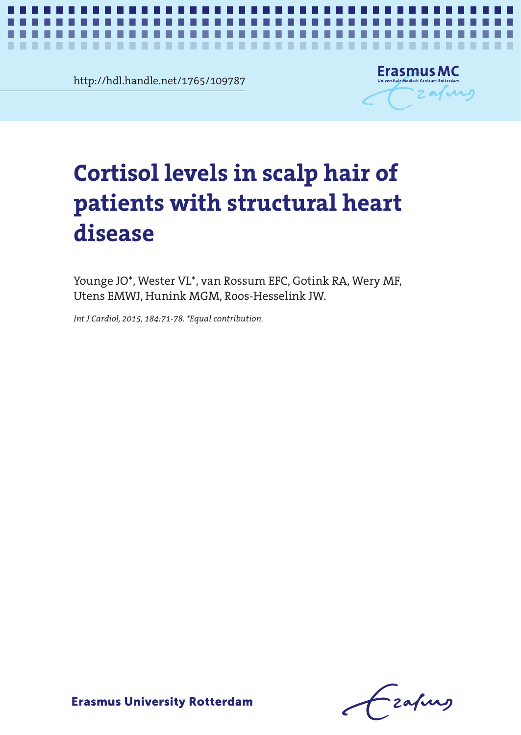http://hdl.handle.net/1765/109787

# Cortisol levels in scalp hair of patients with structural heart disease

Younge JO*, Wester VL*, van Rossum EFC, Gotink RA, Wery MF, Utens EMWJ, Hunink MGM, Roos-Hesselink JW.

*Int J Cardiol, 2015, 184:71-78. *Equal contribution.*

Erasmus University Rotterdam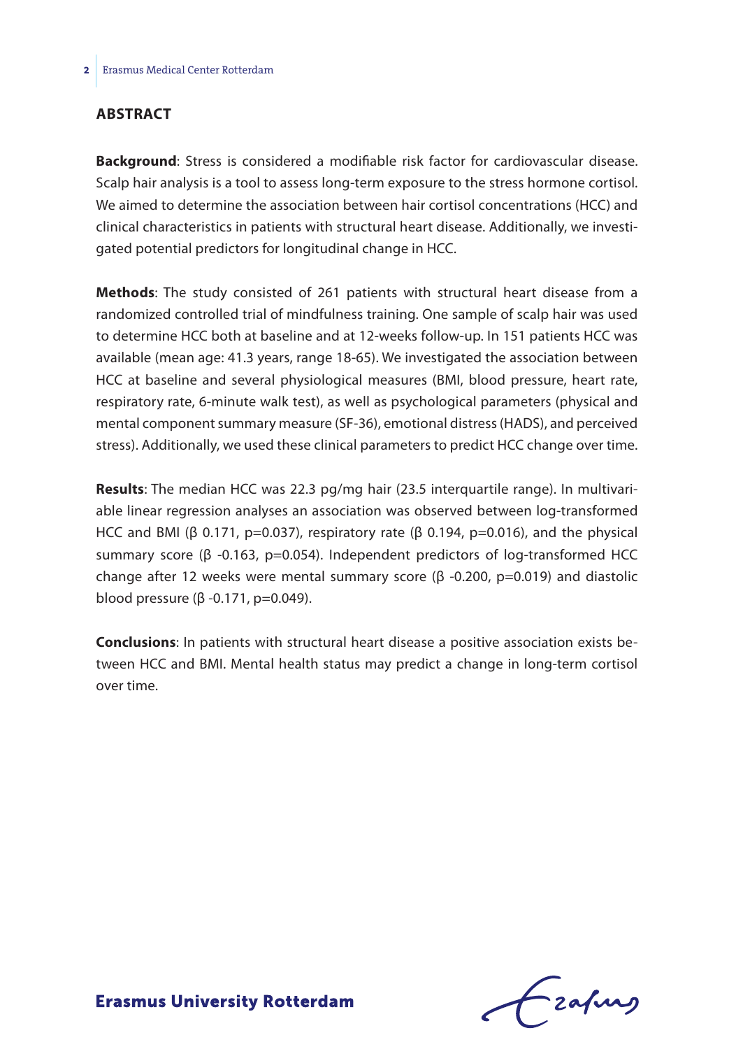## ABSTRACT

**Background**: Stress is considered a modifiable risk factor for cardiovascular disease. Scalp hair analysis is a tool to assess long-term exposure to the stress hormone cortisol. We aimed to determine the association between hair cortisol concentrations (HCC) and clinical characteristics in patients with structural heart disease. Additionally, we investigated potential predictors for longitudinal change in HCC.

**Methods**: The study consisted of 261 patients with structural heart disease from a randomized controlled trial of mindfulness training. One sample of scalp hair was used to determine HCC both at baseline and at 12-weeks follow-up. In 151 patients HCC was available (mean age: 41.3 years, range 18-65). We investigated the association between HCC at baseline and several physiological measures (BMI, blood pressure, heart rate, respiratory rate, 6-minute walk test), as well as psychological parameters (physical and mental component summary measure (SF-36), emotional distress (HADS), and perceived stress). Additionally, we used these clinical parameters to predict HCC change over time.

**Results**: The median HCC was 22.3 pg/mg hair (23.5 interquartile range). In multivariable linear regression analyses an association was observed between log-transformed HCC and BMI (β 0.171, $p=0.037$), respiratory rate (β 0.194, $p=0.016$), and the physical summary score (β -0.163, $p=0.054$). Independent predictors of log-transformed HCC change after 12 weeks were mental summary score (β -0.200, $p=0.019$) and diastolic blood pressure (β -0.171, $p=0.049$).

**Conclusions**: In patients with structural heart disease a positive association exists between HCC and BMI. Mental health status may predict a change in long-term cortisol over time.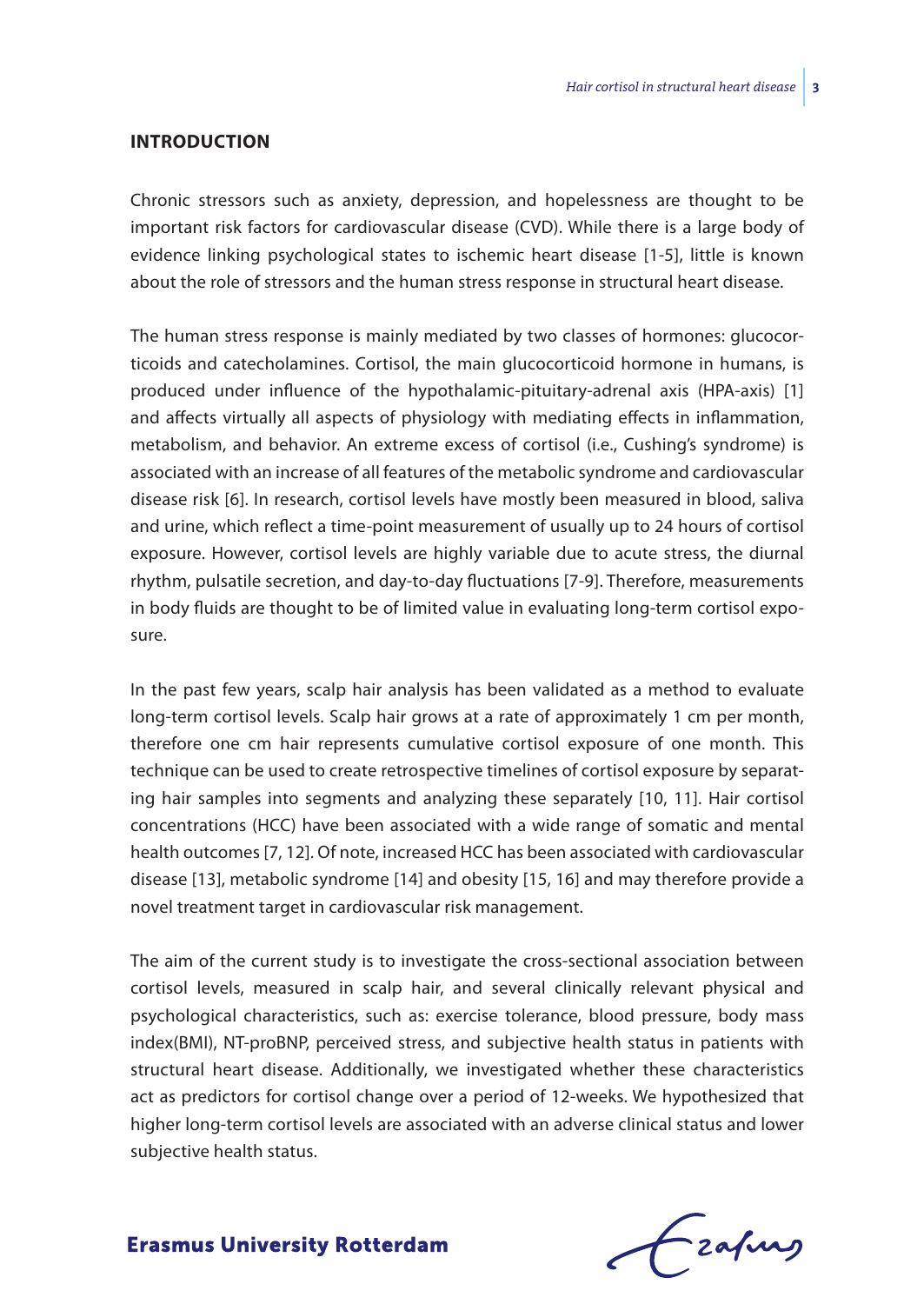## INTRODUCTION

Chronic stressors such as anxiety, depression, and hopelessness are thought to be important risk factors for cardiovascular disease (CVD). While there is a large body of evidence linking psychological states to ischemic heart disease [1-5], little is known about the role of stressors and the human stress response in structural heart disease.

The human stress response is mainly mediated by two classes of hormones: glucocorticoids and catecholamines. Cortisol, the main glucocorticoid hormone in humans, is produced under influence of the hypothalamic-pituitary-adrenal axis (HPA-axis) [1] and affects virtually all aspects of physiology with mediating effects in inflammation, metabolism, and behavior. An extreme excess of cortisol (i.e., Cushing's syndrome) is associated with an increase of all features of the metabolic syndrome and cardiovascular disease risk [6]. In research, cortisol levels have mostly been measured in blood, saliva and urine, which reflect a time-point measurement of usually up to 24 hours of cortisol exposure. However, cortisol levels are highly variable due to acute stress, the diurnal rhythm, pulsatile secretion, and day-to-day fluctuations [7-9]. Therefore, measurements in body fluids are thought to be of limited value in evaluating long-term cortisol exposure.

In the past few years, scalp hair analysis has been validated as a method to evaluate long-term cortisol levels. Scalp hair grows at a rate of approximately 1 cm per month, therefore one cm hair represents cumulative cortisol exposure of one month. This technique can be used to create retrospective timelines of cortisol exposure by separating hair samples into segments and analyzing these separately [10, 11]. Hair cortisol concentrations (HCC) have been associated with a wide range of somatic and mental health outcomes [7, 12]. Of note, increased HCC has been associated with cardiovascular disease [13], metabolic syndrome [14] and obesity [15, 16] and may therefore provide a novel treatment target in cardiovascular risk management.

The aim of the current study is to investigate the cross-sectional association between cortisol levels, measured in scalp hair, and several clinically relevant physical and psychological characteristics, such as: exercise tolerance, blood pressure, body mass index(BMI), NT-proBNP, perceived stress, and subjective health status in patients with structural heart disease. Additionally, we investigated whether these characteristics act as predictors for cortisol change over a period of 12-weeks. We hypothesized that higher long-term cortisol levels are associated with an adverse clinical status and lower subjective health status.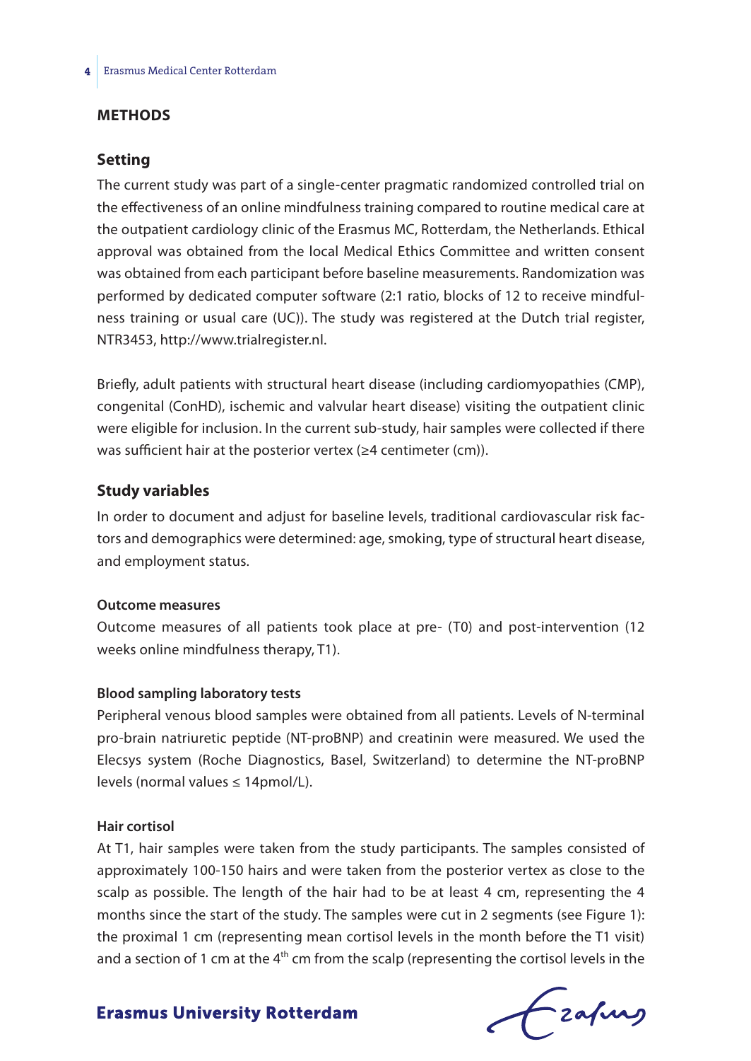## METHODS

### Setting

The current study was part of a single-center pragmatic randomized controlled trial on the effectiveness of an online mindfulness training compared to routine medical care at the outpatient cardiology clinic of the Erasmus MC, Rotterdam, the Netherlands. Ethical approval was obtained from the local Medical Ethics Committee and written consent was obtained from each participant before baseline measurements. Randomization was performed by dedicated computer software (2:1 ratio, blocks of 12 to receive mindfulness training or usual care (UC)). The study was registered at the Dutch trial register, NTR3453, http://www.trialregister.nl.

Briefly, adult patients with structural heart disease (including cardiomyopathies (CMP), congenital (ConHD), ischemic and valvular heart disease) visiting the outpatient clinic were eligible for inclusion. In the current sub-study, hair samples were collected if there was sufficient hair at the posterior vertex (≥4 centimeter (cm)).

### Study variables

In order to document and adjust for baseline levels, traditional cardiovascular risk factors and demographics were determined: age, smoking, type of structural heart disease, and employment status.

#### Outcome measures

Outcome measures of all patients took place at pre- (T0) and post-intervention (12 weeks online mindfulness therapy, T1).

#### Blood sampling laboratory tests

Peripheral venous blood samples were obtained from all patients. Levels of N-terminal pro-brain natriuretic peptide (NT-proBNP) and creatinin were measured. We used the Elecsys system (Roche Diagnostics, Basel, Switzerland) to determine the NT-proBNP levels (normal values ≤ 14pmol/L).

#### Hair cortisol

At T1, hair samples were taken from the study participants. The samples consisted of approximately 100-150 hairs and were taken from the posterior vertex as close to the scalp as possible. The length of the hair had to be at least 4 cm, representing the 4 months since the start of the study. The samples were cut in 2 segments (see Figure 1): the proximal 1 cm (representing mean cortisol levels in the month before the T1 visit) and a section of 1 cm at the 4$^{th}$ cm from the scalp (representing the cortisol levels in the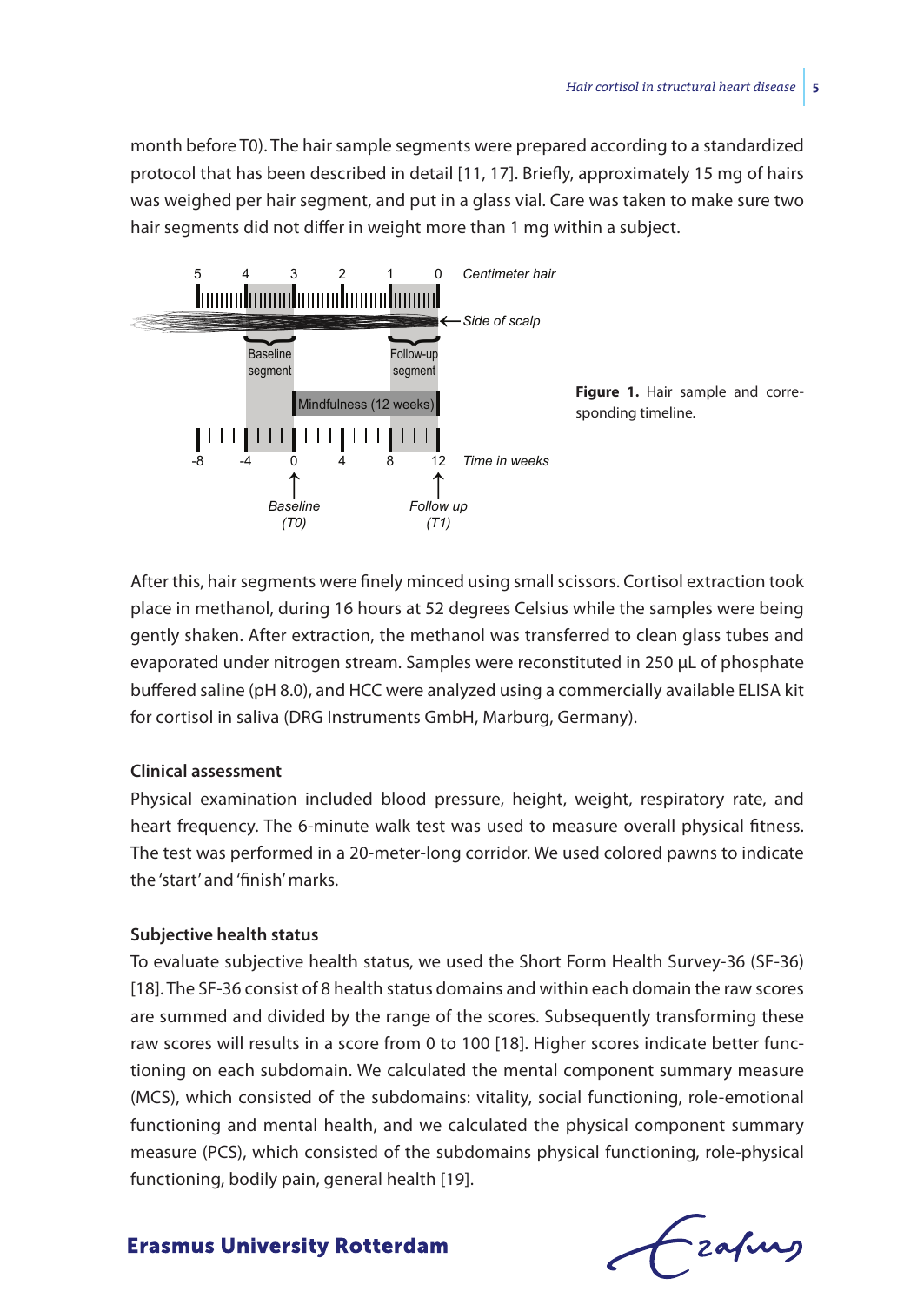month before T0). The hair sample segments were prepared according to a standardized protocol that has been described in detail [11, 17]. Briefly, approximately 15 mg of hairs was weighed per hair segment, and put in a glass vial. Care was taken to make sure two hair segments did not differ in weight more than 1 mg within a subject.

**Figure 1.** Hair sample and corresponding timeline.

After this, hair segments were finely minced using small scissors. Cortisol extraction took place in methanol, during 16 hours at 52 degrees Celsius while the samples were being gently shaken. After extraction, the methanol was transferred to clean glass tubes and evaporated under nitrogen stream. Samples were reconstituted in 250 µL of phosphate buffered saline (pH 8.0), and HCC were analyzed using a commercially available ELISA kit for cortisol in saliva (DRG Instruments GmbH, Marburg, Germany).

### Clinical assessment

Physical examination included blood pressure, height, weight, respiratory rate, and heart frequency. The 6-minute walk test was used to measure overall physical fitness. The test was performed in a 20-meter-long corridor. We used colored pawns to indicate the 'start' and 'finish' marks.

### Subjective health status

To evaluate subjective health status, we used the Short Form Health Survey-36 (SF-36) [18]. The SF-36 consist of 8 health status domains and within each domain the raw scores are summed and divided by the range of the scores. Subsequently transforming these raw scores will results in a score from 0 to 100 [18]. Higher scores indicate better functioning on each subdomain. We calculated the mental component summary measure (MCS), which consisted of the subdomains: vitality, social functioning, role-emotional functioning and mental health, and we calculated the physical component summary measure (PCS), which consisted of the subdomains physical functioning, role-physical functioning, bodily pain, general health [19].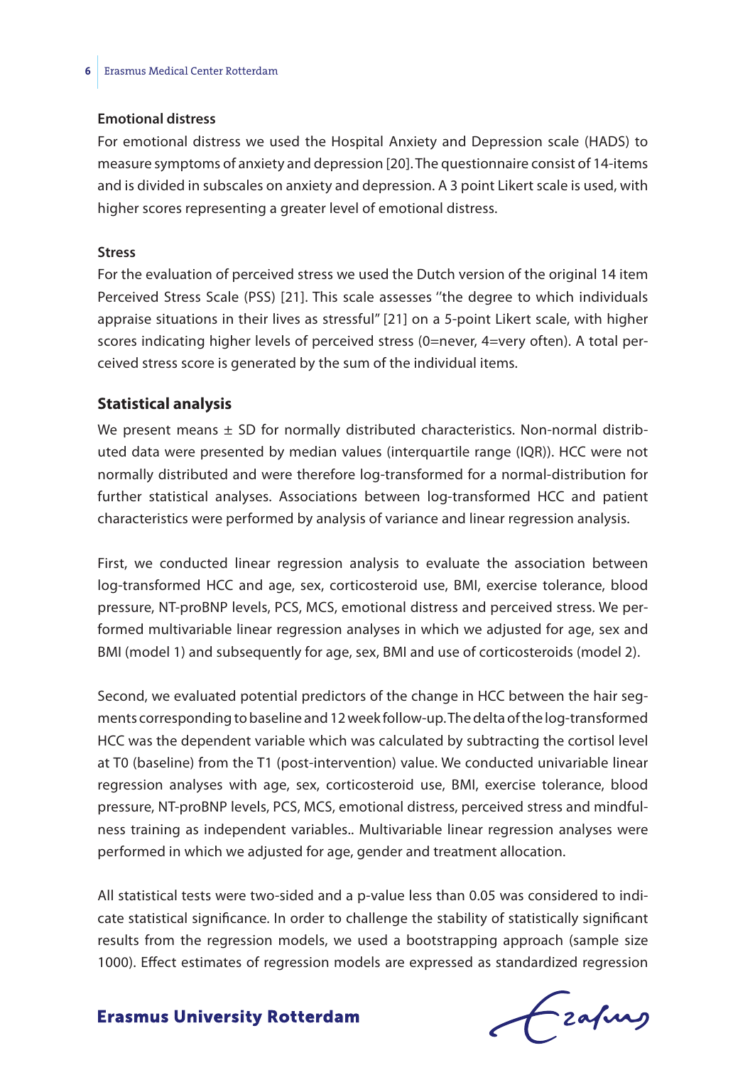**Emotional distress**

For emotional distress we used the Hospital Anxiety and Depression scale (HADS) to measure symptoms of anxiety and depression [20]. The questionnaire consist of 14-items and is divided in subscales on anxiety and depression. A 3 point Likert scale is used, with higher scores representing a greater level of emotional distress.

**Stress**

For the evaluation of perceived stress we used the Dutch version of the original 14 item Perceived Stress Scale (PSS) [21]. This scale assesses ''the degree to which individuals appraise situations in their lives as stressful'' [21] on a 5-point Likert scale, with higher scores indicating higher levels of perceived stress (0=never, 4=very often). A total perceived stress score is generated by the sum of the individual items.

### Statistical analysis

We present means ± SD for normally distributed characteristics. Non-normal distributed data were presented by median values (interquartile range (IQR)). HCC were not normally distributed and were therefore log-transformed for a normal-distribution for further statistical analyses. Associations between log-transformed HCC and patient characteristics were performed by analysis of variance and linear regression analysis.

First, we conducted linear regression analysis to evaluate the association between log-transformed HCC and age, sex, corticosteroid use, BMI, exercise tolerance, blood pressure, NT-proBNP levels, PCS, MCS, emotional distress and perceived stress. We performed multivariable linear regression analyses in which we adjusted for age, sex and BMI (model 1) and subsequently for age, sex, BMI and use of corticosteroids (model 2).

Second, we evaluated potential predictors of the change in HCC between the hair segments corresponding to baseline and 12 week follow-up. The delta of the log-transformed HCC was the dependent variable which was calculated by subtracting the cortisol level at T0 (baseline) from the T1 (post-intervention) value. We conducted univariable linear regression analyses with age, sex, corticosteroid use, BMI, exercise tolerance, blood pressure, NT-proBNP levels, PCS, MCS, emotional distress, perceived stress and mindfulness training as independent variables.. Multivariable linear regression analyses were performed in which we adjusted for age, gender and treatment allocation.

All statistical tests were two-sided and a p-value less than 0.05 was considered to indicate statistical significance. In order to challenge the stability of statistically significant results from the regression models, we used a bootstrapping approach (sample size 1000). Effect estimates of regression models are expressed as standardized regression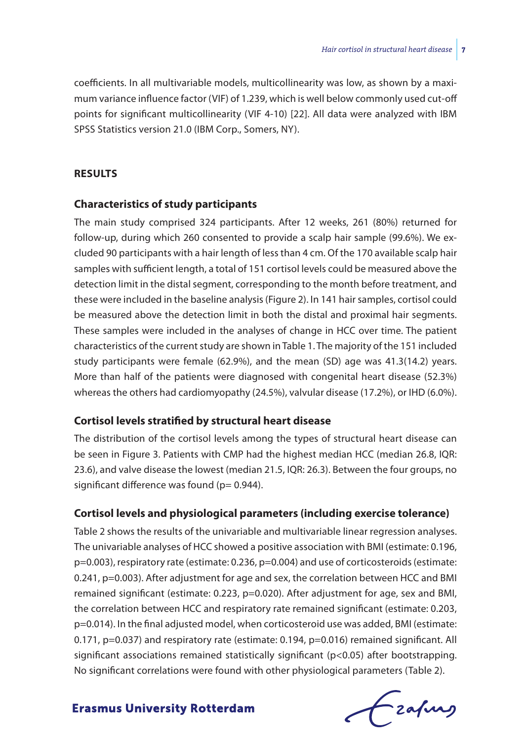coefficients. In all multivariable models, multicollinearity was low, as shown by a maximum variance influence factor (VIF) of 1.239, which is well below commonly used cut-off points for significant multicollinearity (VIF 4-10) [22]. All data were analyzed with IBM SPSS Statistics version 21.0 (IBM Corp., Somers, NY).

## RESULTS

### Characteristics of study participants

The main study comprised 324 participants. After 12 weeks, 261 (80%) returned for follow-up, during which 260 consented to provide a scalp hair sample (99.6%). We excluded 90 participants with a hair length of less than 4 cm. Of the 170 available scalp hair samples with sufficient length, a total of 151 cortisol levels could be measured above the detection limit in the distal segment, corresponding to the month before treatment, and these were included in the baseline analysis (Figure 2). In 141 hair samples, cortisol could be measured above the detection limit in both the distal and proximal hair segments. These samples were included in the analyses of change in HCC over time. The patient characteristics of the current study are shown in Table 1. The majority of the 151 included study participants were female (62.9%), and the mean (SD) age was 41.3(14.2) years. More than half of the patients were diagnosed with congenital heart disease (52.3%) whereas the others had cardiomyopathy (24.5%), valvular disease (17.2%), or IHD (6.0%).

### Cortisol levels stratified by structural heart disease

The distribution of the cortisol levels among the types of structural heart disease can be seen in Figure 3. Patients with CMP had the highest median HCC (median 26.8, IQR: 23.6), and valve disease the lowest (median 21.5, IQR: 26.3). Between the four groups, no significant difference was found ($p = 0.944$).

### Cortisol levels and physiological parameters (including exercise tolerance)

Table 2 shows the results of the univariable and multivariable linear regression analyses. The univariable analyses of HCC showed a positive association with BMI (estimate: 0.196, $p=0.003$), respiratory rate (estimate: 0.236, $p=0.004$) and use of corticosteroids (estimate: 0.241, $p=0.003$). After adjustment for age and sex, the correlation between HCC and BMI remained significant (estimate: 0.223, $p=0.020$). After adjustment for age, sex and BMI, the correlation between HCC and respiratory rate remained significant (estimate: 0.203, $p=0.014$). In the final adjusted model, when corticosteroid use was added, BMI (estimate: 0.171, $p=0.037$) and respiratory rate (estimate: 0.194, $p=0.016$) remained significant. All significant associations remained statistically significant ($p<0.05$) after bootstrapping. No significant correlations were found with other physiological parameters (Table 2).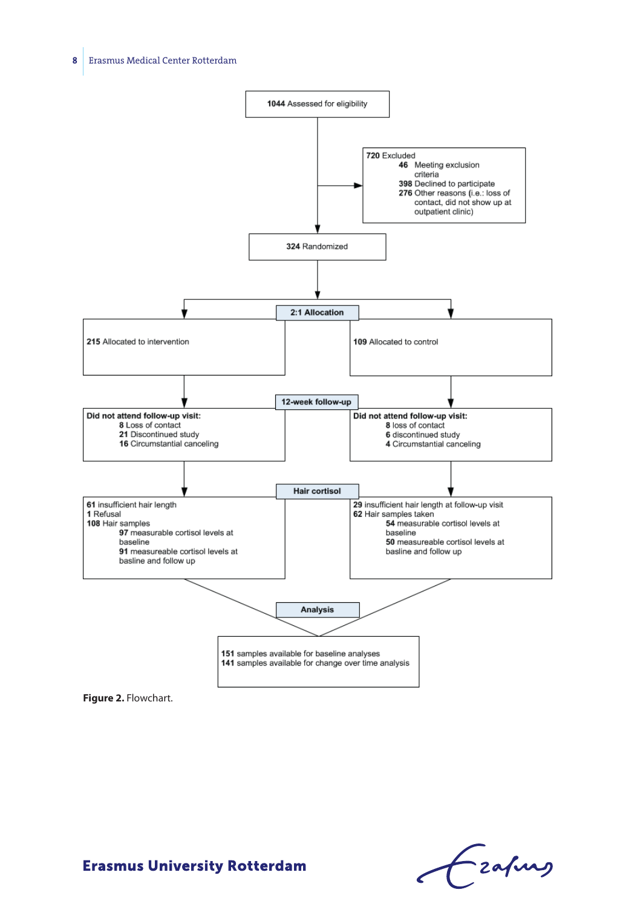1044 Assessed for eligibility

720 Excluded
- 46 Meeting exclusion criteria
- 398 Declined to participate
- 276 Other reasons (i.e.: loss of contact, did not show up at outpatient clinic)

324 Randomized

**2:1 Allocation**

| Intervention | Control |
| --- | --- |
| 215 Allocated to intervention | 109 Allocated to control |

**12-week follow-up**

| Intervention | Control |
| --- | --- |
| **Did not attend follow-up visit:** 8 Loss of contact; 21 Discontinued study; 16 Circumstantial canceling | **Did not attend follow-up visit:** 8 loss of contact; 6 discontinued study; 4 Circumstantial canceling |

**Hair cortisol**

| Intervention | Control |
| --- | --- |
| 61 insufficient hair length; 1 Refusal; 108 Hair samples (97 measurable cortisol levels at baseline; 91 measureable cortisol levels at basline and follow up) | 29 insufficient hair length at follow-up visit; 62 Hair samples taken (54 measurable cortisol levels at baseline; 50 measureable cortisol levels at basline and follow up) |

**Analysis**

151 samples available for baseline analyses
141 samples available for change over time analysis

**Figure 2.** Flowchart.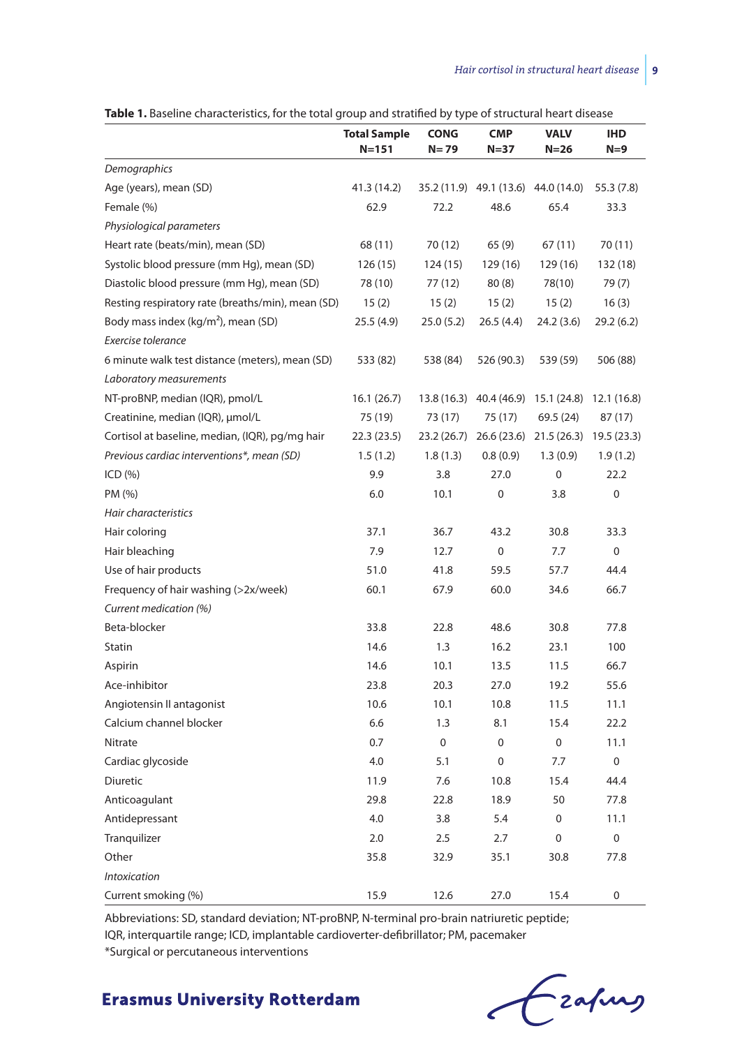**Table 1.** Baseline characteristics, for the total group and stratified by type of structural heart disease

| | Total Sample N=151 | CONG N= 79 | CMP N=37 | VALV N=26 | IHD N=9 |
|---|---|---|---|---|---|
| *Demographics* | | | | | |
| Age (years), mean (SD) | 41.3 (14.2) | 35.2 (11.9) | 49.1 (13.6) | 44.0 (14.0) | 55.3 (7.8) |
| Female (%) | 62.9 | 72.2 | 48.6 | 65.4 | 33.3 |
| *Physiological parameters* | | | | | |
| Heart rate (beats/min), mean (SD) | 68 (11) | 70 (12) | 65 (9) | 67 (11) | 70 (11) |
| Systolic blood pressure (mm Hg), mean (SD) | 126 (15) | 124 (15) | 129 (16) | 129 (16) | 132 (18) |
| Diastolic blood pressure (mm Hg), mean (SD) | 78 (10) | 77 (12) | 80 (8) | 78(10) | 79 (7) |
| Resting respiratory rate (breaths/min), mean (SD) | 15 (2) | 15 (2) | 15 (2) | 15 (2) | 16 (3) |
| Body mass index (kg/m$^2$), mean (SD) | 25.5 (4.9) | 25.0 (5.2) | 26.5 (4.4) | 24.2 (3.6) | 29.2 (6.2) |
| *Exercise tolerance* | | | | | |
| 6 minute walk test distance (meters), mean (SD) | 533 (82) | 538 (84) | 526 (90.3) | 539 (59) | 506 (88) |
| *Laboratory measurements* | | | | | |
| NT-proBNP, median (IQR), pmol/L | 16.1 (26.7) | 13.8 (16.3) | 40.4 (46.9) | 15.1 (24.8) | 12.1 (16.8) |
| Creatinine, median (IQR), µmol/L | 75 (19) | 73 (17) | 75 (17) | 69.5 (24) | 87 (17) |
| Cortisol at baseline, median, (IQR), pg/mg hair | 22.3 (23.5) | 23.2 (26.7) | 26.6 (23.6) | 21.5 (26.3) | 19.5 (23.3) |
| *Previous cardiac interventions\*, mean (SD)* | 1.5 (1.2) | 1.8 (1.3) | 0.8 (0.9) | 1.3 (0.9) | 1.9 (1.2) |
| ICD (%) | 9.9 | 3.8 | 27.0 | 0 | 22.2 |
| PM (%) | 6.0 | 10.1 | 0 | 3.8 | 0 |
| *Hair characteristics* | | | | | |
| Hair coloring | 37.1 | 36.7 | 43.2 | 30.8 | 33.3 |
| Hair bleaching | 7.9 | 12.7 | 0 | 7.7 | 0 |
| Use of hair products | 51.0 | 41.8 | 59.5 | 57.7 | 44.4 |
| Frequency of hair washing (>2x/week) | 60.1 | 67.9 | 60.0 | 34.6 | 66.7 |
| *Current medication (%)* | | | | | |
| Beta-blocker | 33.8 | 22.8 | 48.6 | 30.8 | 77.8 |
| Statin | 14.6 | 1.3 | 16.2 | 23.1 | 100 |
| Aspirin | 14.6 | 10.1 | 13.5 | 11.5 | 66.7 |
| Ace-inhibitor | 23.8 | 20.3 | 27.0 | 19.2 | 55.6 |
| Angiotensin II antagonist | 10.6 | 10.1 | 10.8 | 11.5 | 11.1 |
| Calcium channel blocker | 6.6 | 1.3 | 8.1 | 15.4 | 22.2 |
| Nitrate | 0.7 | 0 | 0 | 0 | 11.1 |
| Cardiac glycoside | 4.0 | 5.1 | 0 | 7.7 | 0 |
| Diuretic | 11.9 | 7.6 | 10.8 | 15.4 | 44.4 |
| Anticoagulant | 29.8 | 22.8 | 18.9 | 50 | 77.8 |
| Antidepressant | 4.0 | 3.8 | 5.4 | 0 | 11.1 |
| Tranquilizer | 2.0 | 2.5 | 2.7 | 0 | 0 |
| Other | 35.8 | 32.9 | 35.1 | 30.8 | 77.8 |
| *Intoxication* | | | | | |
| Current smoking (%) | 15.9 | 12.6 | 27.0 | 15.4 | 0 |

Abbreviations: SD, standard deviation; NT-proBNP, N-terminal pro-brain natriuretic peptide; IQR, interquartile range; ICD, implantable cardioverter-defibrillator; PM, pacemaker
*Surgical or percutaneous interventions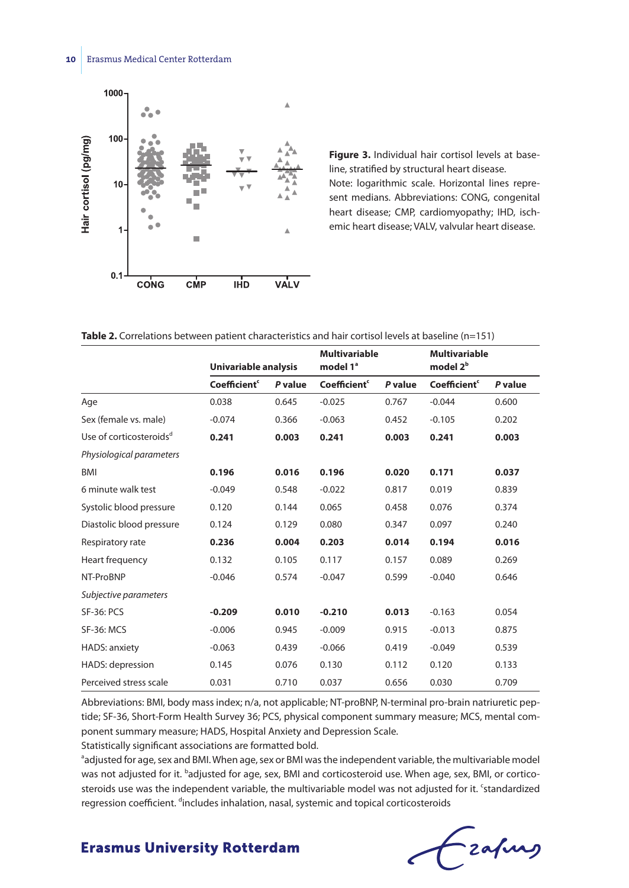**Figure 3.** Individual hair cortisol levels at baseline, stratified by structural heart disease.
Note: logarithmic scale. Horizontal lines represent medians. Abbreviations: CONG, congenital heart disease; CMP, cardiomyopathy; IHD, ischemic heart disease; VALV, valvular heart disease.

**Table 2.** Correlations between patient characteristics and hair cortisol levels at baseline (n=151)

| | Univariable analysis | | Multivariable model 1[a] | | Multivariable model 2[b] | |
|---|---|---|---|---|---|---|
| | Coefficient[c] | *P* value | Coefficient[c] | *P* value | Coefficient[c] | *P* value |
| Age | 0.038 | 0.645 | -0.025 | 0.767 | -0.044 | 0.600 |
| Sex (female vs. male) | -0.074 | 0.366 | -0.063 | 0.452 | -0.105 | 0.202 |
| Use of corticosteroids[d] | **0.241** | **0.003** | **0.241** | **0.003** | **0.241** | **0.003** |
| *Physiological parameters* | | | | | | |
| BMI | **0.196** | **0.016** | **0.196** | **0.020** | **0.171** | **0.037** |
| 6 minute walk test | -0.049 | 0.548 | -0.022 | 0.817 | 0.019 | 0.839 |
| Systolic blood pressure | 0.120 | 0.144 | 0.065 | 0.458 | 0.076 | 0.374 |
| Diastolic blood pressure | 0.124 | 0.129 | 0.080 | 0.347 | 0.097 | 0.240 |
| Respiratory rate | **0.236** | **0.004** | **0.203** | **0.014** | **0.194** | **0.016** |
| Heart frequency | 0.132 | 0.105 | 0.117 | 0.157 | 0.089 | 0.269 |
| NT-ProBNP | -0.046 | 0.574 | -0.047 | 0.599 | -0.040 | 0.646 |
| *Subjective parameters* | | | | | | |
| SF-36: PCS | **-0.209** | **0.010** | **-0.210** | **0.013** | -0.163 | 0.054 |
| SF-36: MCS | -0.006 | 0.945 | -0.009 | 0.915 | -0.013 | 0.875 |
| HADS: anxiety | -0.063 | 0.439 | -0.066 | 0.419 | -0.049 | 0.539 |
| HADS: depression | 0.145 | 0.076 | 0.130 | 0.112 | 0.120 | 0.133 |
| Perceived stress scale | 0.031 | 0.710 | 0.037 | 0.656 | 0.030 | 0.709 |

Abbreviations: BMI, body mass index; n/a, not applicable; NT-proBNP, N-terminal pro-brain natriuretic peptide; SF-36, Short-Form Health Survey 36; PCS, physical component summary measure; MCS, mental component summary measure; HADS, Hospital Anxiety and Depression Scale.
Statistically significant associations are formatted bold.
[a]adjusted for age, sex and BMI. When age, sex or BMI was the independent variable, the multivariable model was not adjusted for it. [b]adjusted for age, sex, BMI and corticosteroid use. When age, sex, BMI, or corticosteroids use was the independent variable, the multivariable model was not adjusted for it. [c]standardized regression coefficient. [d]includes inhalation, nasal, systemic and topical corticosteroids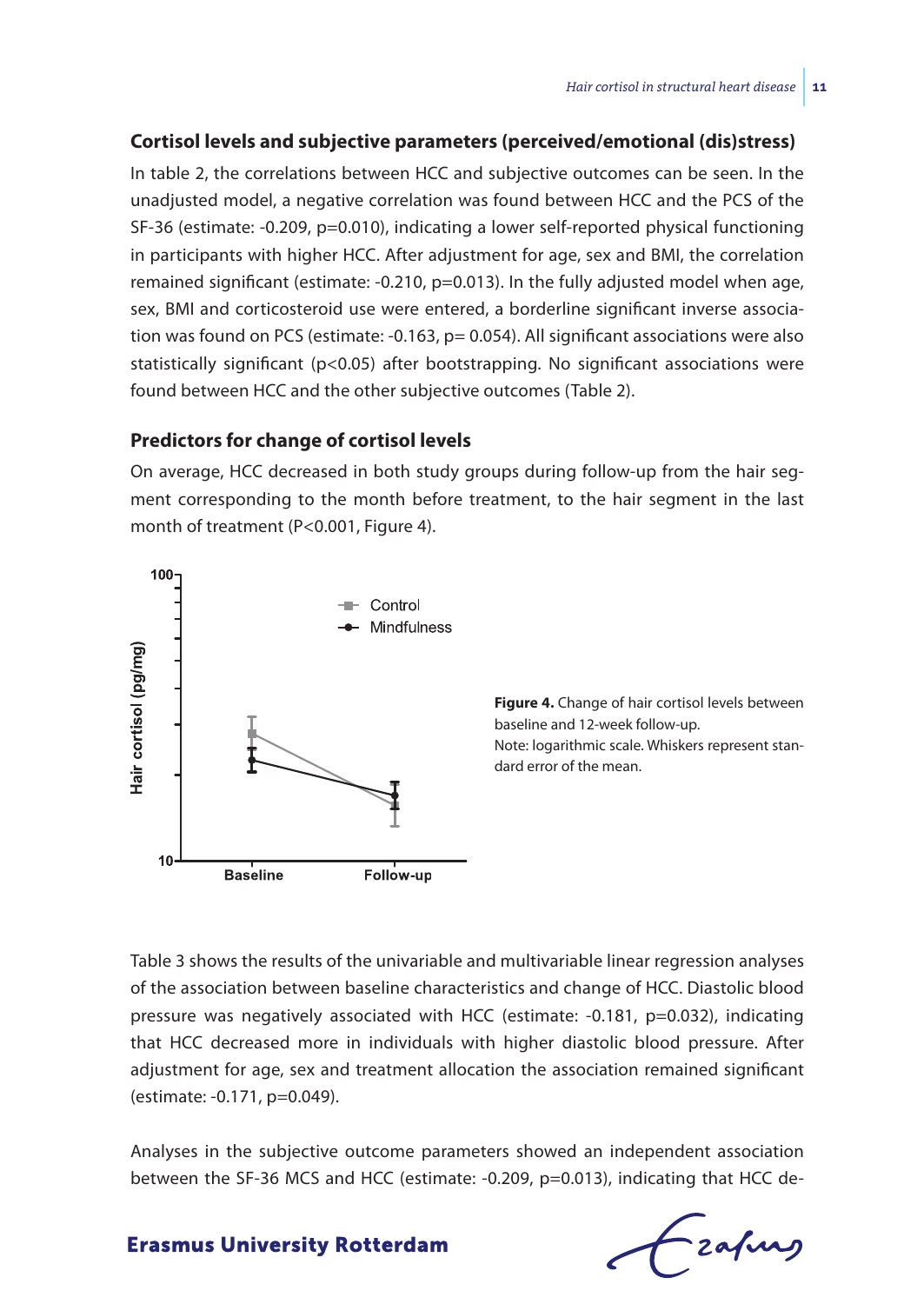## Cortisol levels and subjective parameters (perceived/emotional (dis)stress)

In table 2, the correlations between HCC and subjective outcomes can be seen. In the unadjusted model, a negative correlation was found between HCC and the PCS of the SF-36 (estimate: -0.209, p=0.010), indicating a lower self-reported physical functioning in participants with higher HCC. After adjustment for age, sex and BMI, the correlation remained significant (estimate: -0.210, p=0.013). In the fully adjusted model when age, sex, BMI and corticosteroid use were entered, a borderline significant inverse association was found on PCS (estimate: -0.163, p= 0.054). All significant associations were also statistically significant (p<0.05) after bootstrapping. No significant associations were found between HCC and the other subjective outcomes (Table 2).

## Predictors for change of cortisol levels

On average, HCC decreased in both study groups during follow-up from the hair segment corresponding to the month before treatment, to the hair segment in the last month of treatment (P<0.001, Figure 4).

**Figure 4.** Change of hair cortisol levels between baseline and 12-week follow-up.
Note: logarithmic scale. Whiskers represent standard error of the mean.

Table 3 shows the results of the univariable and multivariable linear regression analyses of the association between baseline characteristics and change of HCC. Diastolic blood pressure was negatively associated with HCC (estimate: -0.181, p=0.032), indicating that HCC decreased more in individuals with higher diastolic blood pressure. After adjustment for age, sex and treatment allocation the association remained significant (estimate: -0.171, p=0.049).

Analyses in the subjective outcome parameters showed an independent association between the SF-36 MCS and HCC (estimate: -0.209, p=0.013), indicating that HCC de-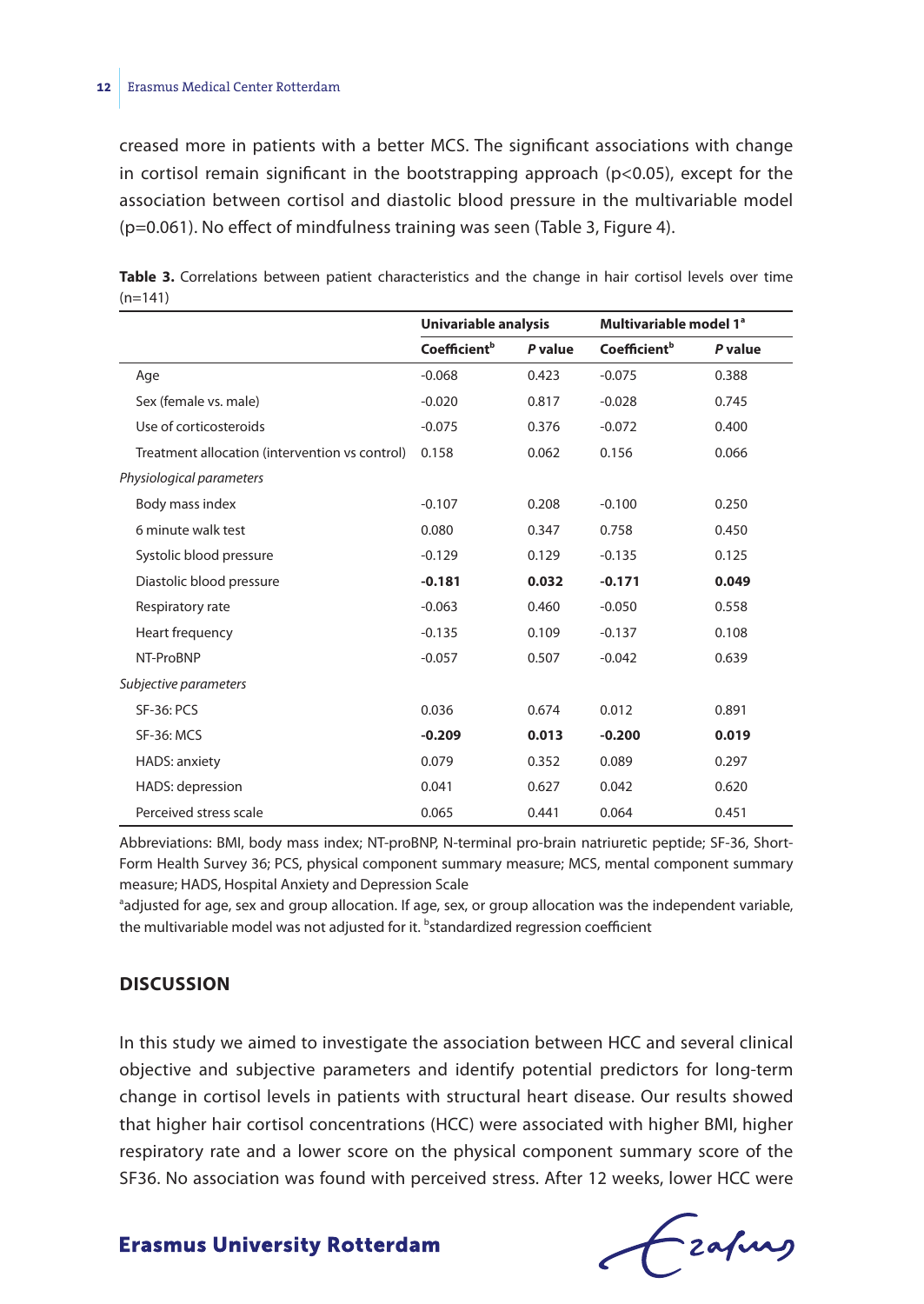creased more in patients with a better MCS. The significant associations with change in cortisol remain significant in the bootstrapping approach ($p<0.05$), except for the association between cortisol and diastolic blood pressure in the multivariable model ($p=0.061$). No effect of mindfulness training was seen (Table 3, Figure 4).

**Table 3.** Correlations between patient characteristics and the change in hair cortisol levels over time (n=141)

| | Univariable analysis | | Multivariable model 1[a] | |
|---|---|---|---|---|
| | Coefficient[b] | *P* value | Coefficient[b] | *P* value |
| Age | -0.068 | 0.423 | -0.075 | 0.388 |
| Sex (female vs. male) | -0.020 | 0.817 | -0.028 | 0.745 |
| Use of corticosteroids | -0.075 | 0.376 | -0.072 | 0.400 |
| Treatment allocation (intervention vs control) | 0.158 | 0.062 | 0.156 | 0.066 |
| *Physiological parameters* | | | | |
| Body mass index | -0.107 | 0.208 | -0.100 | 0.250 |
| 6 minute walk test | 0.080 | 0.347 | 0.758 | 0.450 |
| Systolic blood pressure | -0.129 | 0.129 | -0.135 | 0.125 |
| Diastolic blood pressure | **-0.181** | **0.032** | **-0.171** | **0.049** |
| Respiratory rate | -0.063 | 0.460 | -0.050 | 0.558 |
| Heart frequency | -0.135 | 0.109 | -0.137 | 0.108 |
| NT-ProBNP | -0.057 | 0.507 | -0.042 | 0.639 |
| *Subjective parameters* | | | | |
| SF-36: PCS | 0.036 | 0.674 | 0.012 | 0.891 |
| SF-36: MCS | **-0.209** | **0.013** | **-0.200** | **0.019** |
| HADS: anxiety | 0.079 | 0.352 | 0.089 | 0.297 |
| HADS: depression | 0.041 | 0.627 | 0.042 | 0.620 |
| Perceived stress scale | 0.065 | 0.441 | 0.064 | 0.451 |

Abbreviations: BMI, body mass index; NT-proBNP, N-terminal pro-brain natriuretic peptide; SF-36, Short-Form Health Survey 36; PCS, physical component summary measure; MCS, mental component summary measure; HADS, Hospital Anxiety and Depression Scale

[a]adjusted for age, sex and group allocation. If age, sex, or group allocation was the independent variable, the multivariable model was not adjusted for it. [b]standardized regression coefficient

## DISCUSSION

In this study we aimed to investigate the association between HCC and several clinical objective and subjective parameters and identify potential predictors for long-term change in cortisol levels in patients with structural heart disease. Our results showed that higher hair cortisol concentrations (HCC) were associated with higher BMI, higher respiratory rate and a lower score on the physical component summary score of the SF36. No association was found with perceived stress. After 12 weeks, lower HCC were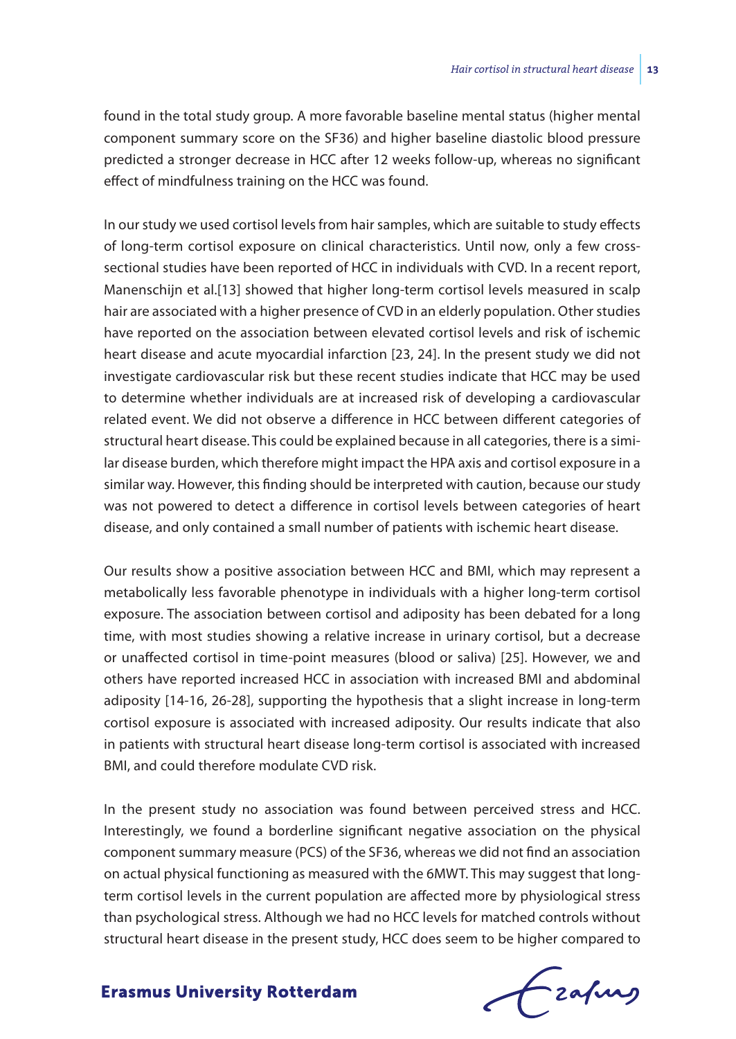found in the total study group. A more favorable baseline mental status (higher mental component summary score on the SF36) and higher baseline diastolic blood pressure predicted a stronger decrease in HCC after 12 weeks follow-up, whereas no significant effect of mindfulness training on the HCC was found.

In our study we used cortisol levels from hair samples, which are suitable to study effects of long-term cortisol exposure on clinical characteristics. Until now, only a few cross-sectional studies have been reported of HCC in individuals with CVD. In a recent report, Manenschijn et al.[13] showed that higher long-term cortisol levels measured in scalp hair are associated with a higher presence of CVD in an elderly population. Other studies have reported on the association between elevated cortisol levels and risk of ischemic heart disease and acute myocardial infarction [23, 24]. In the present study we did not investigate cardiovascular risk but these recent studies indicate that HCC may be used to determine whether individuals are at increased risk of developing a cardiovascular related event. We did not observe a difference in HCC between different categories of structural heart disease. This could be explained because in all categories, there is a similar disease burden, which therefore might impact the HPA axis and cortisol exposure in a similar way. However, this finding should be interpreted with caution, because our study was not powered to detect a difference in cortisol levels between categories of heart disease, and only contained a small number of patients with ischemic heart disease.

Our results show a positive association between HCC and BMI, which may represent a metabolically less favorable phenotype in individuals with a higher long-term cortisol exposure. The association between cortisol and adiposity has been debated for a long time, with most studies showing a relative increase in urinary cortisol, but a decrease or unaffected cortisol in time-point measures (blood or saliva) [25]. However, we and others have reported increased HCC in association with increased BMI and abdominal adiposity [14-16, 26-28], supporting the hypothesis that a slight increase in long-term cortisol exposure is associated with increased adiposity. Our results indicate that also in patients with structural heart disease long-term cortisol is associated with increased BMI, and could therefore modulate CVD risk.

In the present study no association was found between perceived stress and HCC. Interestingly, we found a borderline significant negative association on the physical component summary measure (PCS) of the SF36, whereas we did not find an association on actual physical functioning as measured with the 6MWT. This may suggest that long-term cortisol levels in the current population are affected more by physiological stress than psychological stress. Although we had no HCC levels for matched controls without structural heart disease in the present study, HCC does seem to be higher compared to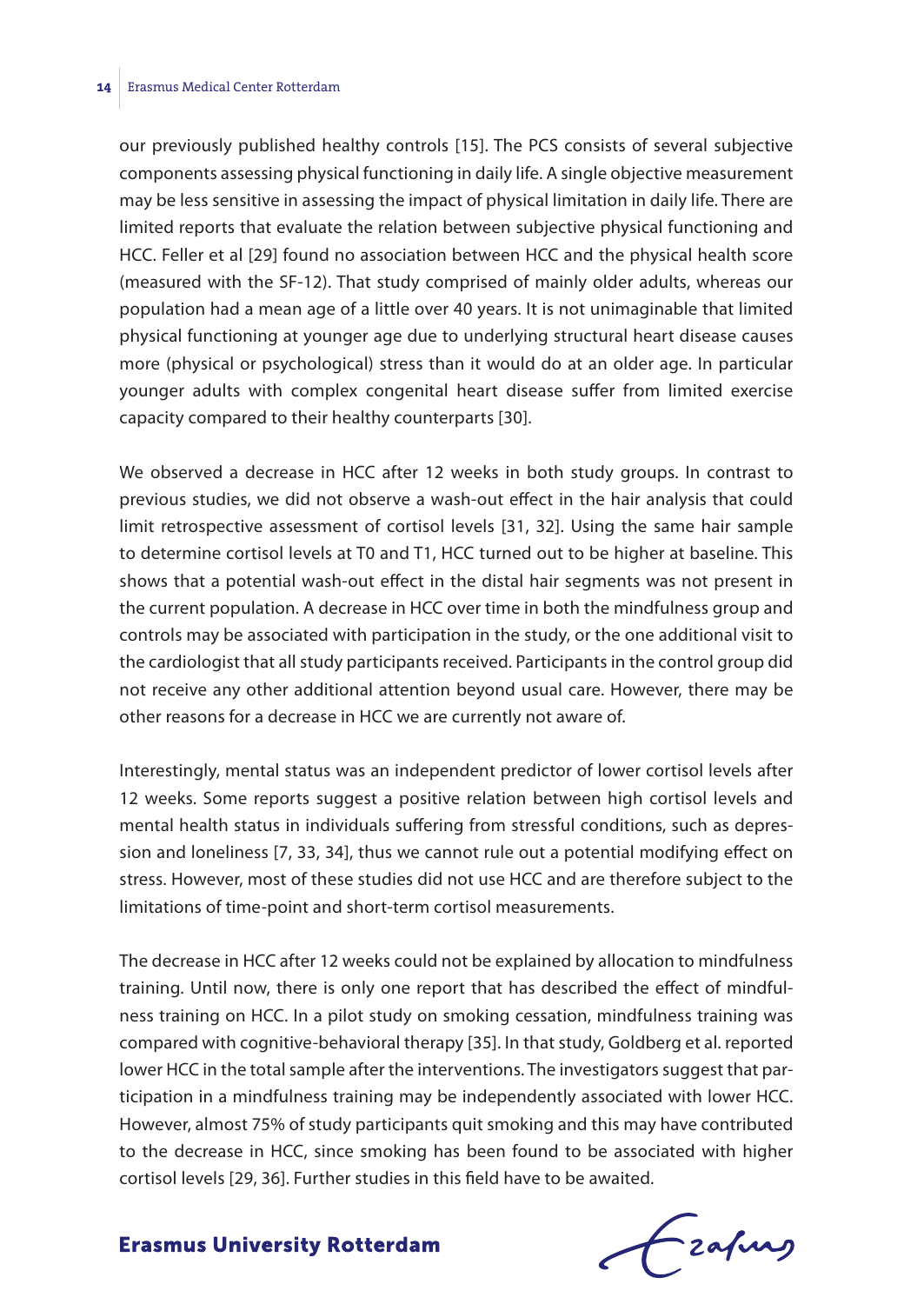our previously published healthy controls [15]. The PCS consists of several subjective components assessing physical functioning in daily life. A single objective measurement may be less sensitive in assessing the impact of physical limitation in daily life. There are limited reports that evaluate the relation between subjective physical functioning and HCC. Feller et al [29] found no association between HCC and the physical health score (measured with the SF-12). That study comprised of mainly older adults, whereas our population had a mean age of a little over 40 years. It is not unimaginable that limited physical functioning at younger age due to underlying structural heart disease causes more (physical or psychological) stress than it would do at an older age. In particular younger adults with complex congenital heart disease suffer from limited exercise capacity compared to their healthy counterparts [30].

We observed a decrease in HCC after 12 weeks in both study groups. In contrast to previous studies, we did not observe a wash-out effect in the hair analysis that could limit retrospective assessment of cortisol levels [31, 32]. Using the same hair sample to determine cortisol levels at T0 and T1, HCC turned out to be higher at baseline. This shows that a potential wash-out effect in the distal hair segments was not present in the current population. A decrease in HCC over time in both the mindfulness group and controls may be associated with participation in the study, or the one additional visit to the cardiologist that all study participants received. Participants in the control group did not receive any other additional attention beyond usual care. However, there may be other reasons for a decrease in HCC we are currently not aware of.

Interestingly, mental status was an independent predictor of lower cortisol levels after 12 weeks. Some reports suggest a positive relation between high cortisol levels and mental health status in individuals suffering from stressful conditions, such as depression and loneliness [7, 33, 34], thus we cannot rule out a potential modifying effect on stress. However, most of these studies did not use HCC and are therefore subject to the limitations of time-point and short-term cortisol measurements.

The decrease in HCC after 12 weeks could not be explained by allocation to mindfulness training. Until now, there is only one report that has described the effect of mindfulness training on HCC. In a pilot study on smoking cessation, mindfulness training was compared with cognitive-behavioral therapy [35]. In that study, Goldberg et al. reported lower HCC in the total sample after the interventions. The investigators suggest that participation in a mindfulness training may be independently associated with lower HCC. However, almost 75% of study participants quit smoking and this may have contributed to the decrease in HCC, since smoking has been found to be associated with higher cortisol levels [29, 36]. Further studies in this field have to be awaited.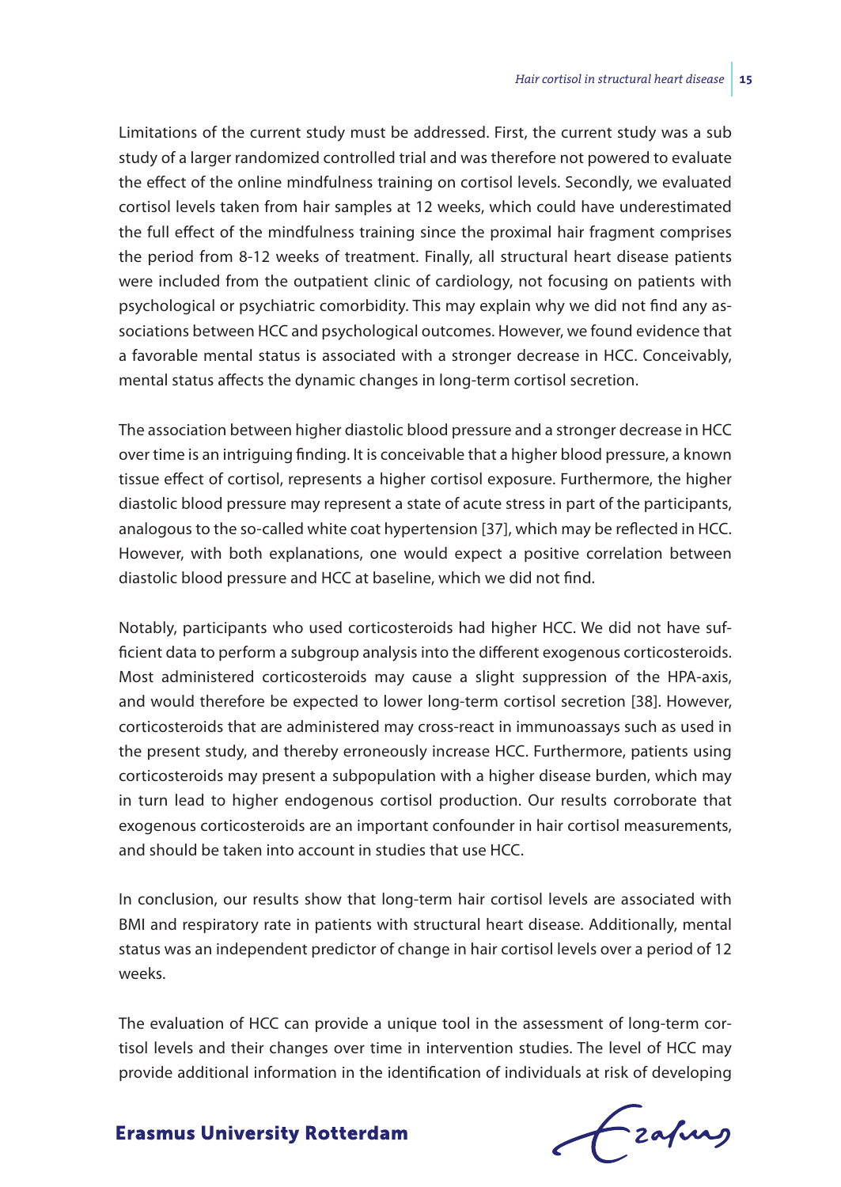Limitations of the current study must be addressed. First, the current study was a sub study of a larger randomized controlled trial and was therefore not powered to evaluate the effect of the online mindfulness training on cortisol levels. Secondly, we evaluated cortisol levels taken from hair samples at 12 weeks, which could have underestimated the full effect of the mindfulness training since the proximal hair fragment comprises the period from 8-12 weeks of treatment. Finally, all structural heart disease patients were included from the outpatient clinic of cardiology, not focusing on patients with psychological or psychiatric comorbidity. This may explain why we did not find any associations between HCC and psychological outcomes. However, we found evidence that a favorable mental status is associated with a stronger decrease in HCC. Conceivably, mental status affects the dynamic changes in long-term cortisol secretion.

The association between higher diastolic blood pressure and a stronger decrease in HCC over time is an intriguing finding. It is conceivable that a higher blood pressure, a known tissue effect of cortisol, represents a higher cortisol exposure. Furthermore, the higher diastolic blood pressure may represent a state of acute stress in part of the participants, analogous to the so-called white coat hypertension [37], which may be reflected in HCC. However, with both explanations, one would expect a positive correlation between diastolic blood pressure and HCC at baseline, which we did not find.

Notably, participants who used corticosteroids had higher HCC. We did not have sufficient data to perform a subgroup analysis into the different exogenous corticosteroids. Most administered corticosteroids may cause a slight suppression of the HPA-axis, and would therefore be expected to lower long-term cortisol secretion [38]. However, corticosteroids that are administered may cross-react in immunoassays such as used in the present study, and thereby erroneously increase HCC. Furthermore, patients using corticosteroids may present a subpopulation with a higher disease burden, which may in turn lead to higher endogenous cortisol production. Our results corroborate that exogenous corticosteroids are an important confounder in hair cortisol measurements, and should be taken into account in studies that use HCC.

In conclusion, our results show that long-term hair cortisol levels are associated with BMI and respiratory rate in patients with structural heart disease. Additionally, mental status was an independent predictor of change in hair cortisol levels over a period of 12 weeks.

The evaluation of HCC can provide a unique tool in the assessment of long-term cortisol levels and their changes over time in intervention studies. The level of HCC may provide additional information in the identification of individuals at risk of developing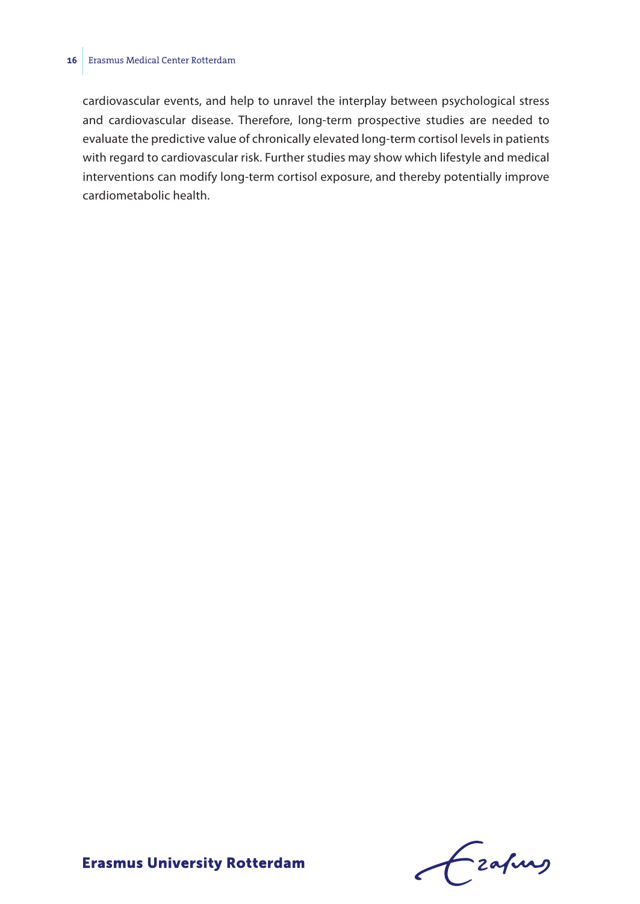cardiovascular events, and help to unravel the interplay between psychological stress and cardiovascular disease. Therefore, long-term prospective studies are needed to evaluate the predictive value of chronically elevated long-term cortisol levels in patients with regard to cardiovascular risk. Further studies may show which lifestyle and medical interventions can modify long-term cortisol exposure, and thereby potentially improve cardiometabolic health.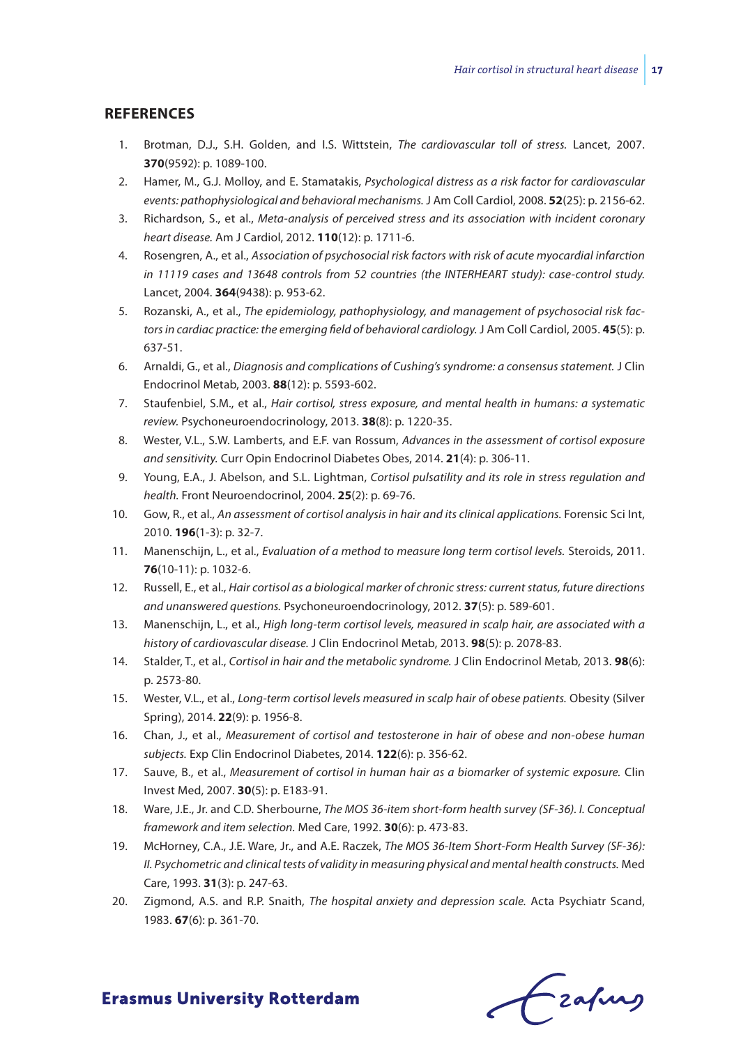## REFERENCES

1. Brotman, D.J., S.H. Golden, and I.S. Wittstein, *The cardiovascular toll of stress.* Lancet, 2007. **370**(9592): p. 1089-100.
2. Hamer, M., G.J. Molloy, and E. Stamatakis, *Psychological distress as a risk factor for cardiovascular events: pathophysiological and behavioral mechanisms.* J Am Coll Cardiol, 2008. **52**(25): p. 2156-62.
3. Richardson, S., et al., *Meta-analysis of perceived stress and its association with incident coronary heart disease.* Am J Cardiol, 2012. **110**(12): p. 1711-6.
4. Rosengren, A., et al., *Association of psychosocial risk factors with risk of acute myocardial infarction in 11119 cases and 13648 controls from 52 countries (the INTERHEART study): case-control study.* Lancet, 2004. **364**(9438): p. 953-62.
5. Rozanski, A., et al., *The epidemiology, pathophysiology, and management of psychosocial risk factors in cardiac practice: the emerging field of behavioral cardiology.* J Am Coll Cardiol, 2005. **45**(5): p. 637-51.
6. Arnaldi, G., et al., *Diagnosis and complications of Cushing's syndrome: a consensus statement.* J Clin Endocrinol Metab, 2003. **88**(12): p. 5593-602.
7. Staufenbiel, S.M., et al., *Hair cortisol, stress exposure, and mental health in humans: a systematic review.* Psychoneuroendocrinology, 2013. **38**(8): p. 1220-35.
8. Wester, V.L., S.W. Lamberts, and E.F. van Rossum, *Advances in the assessment of cortisol exposure and sensitivity.* Curr Opin Endocrinol Diabetes Obes, 2014. **21**(4): p. 306-11.
9. Young, E.A., J. Abelson, and S.L. Lightman, *Cortisol pulsatility and its role in stress regulation and health.* Front Neuroendocrinol, 2004. **25**(2): p. 69-76.
10. Gow, R., et al., *An assessment of cortisol analysis in hair and its clinical applications.* Forensic Sci Int, 2010. **196**(1-3): p. 32-7.
11. Manenschijn, L., et al., *Evaluation of a method to measure long term cortisol levels.* Steroids, 2011. **76**(10-11): p. 1032-6.
12. Russell, E., et al., *Hair cortisol as a biological marker of chronic stress: current status, future directions and unanswered questions.* Psychoneuroendocrinology, 2012. **37**(5): p. 589-601.
13. Manenschijn, L., et al., *High long-term cortisol levels, measured in scalp hair, are associated with a history of cardiovascular disease.* J Clin Endocrinol Metab, 2013. **98**(5): p. 2078-83.
14. Stalder, T., et al., *Cortisol in hair and the metabolic syndrome.* J Clin Endocrinol Metab, 2013. **98**(6): p. 2573-80.
15. Wester, V.L., et al., *Long-term cortisol levels measured in scalp hair of obese patients.* Obesity (Silver Spring), 2014. **22**(9): p. 1956-8.
16. Chan, J., et al., *Measurement of cortisol and testosterone in hair of obese and non-obese human subjects.* Exp Clin Endocrinol Diabetes, 2014. **122**(6): p. 356-62.
17. Sauve, B., et al., *Measurement of cortisol in human hair as a biomarker of systemic exposure.* Clin Invest Med, 2007. **30**(5): p. E183-91.
18. Ware, J.E., Jr. and C.D. Sherbourne, *The MOS 36-item short-form health survey (SF-36). I. Conceptual framework and item selection.* Med Care, 1992. **30**(6): p. 473-83.
19. McHorney, C.A., J.E. Ware, Jr., and A.E. Raczek, *The MOS 36-Item Short-Form Health Survey (SF-36): II. Psychometric and clinical tests of validity in measuring physical and mental health constructs.* Med Care, 1993. **31**(3): p. 247-63.
20. Zigmond, A.S. and R.P. Snaith, *The hospital anxiety and depression scale.* Acta Psychiatr Scand, 1983. **67**(6): p. 361-70.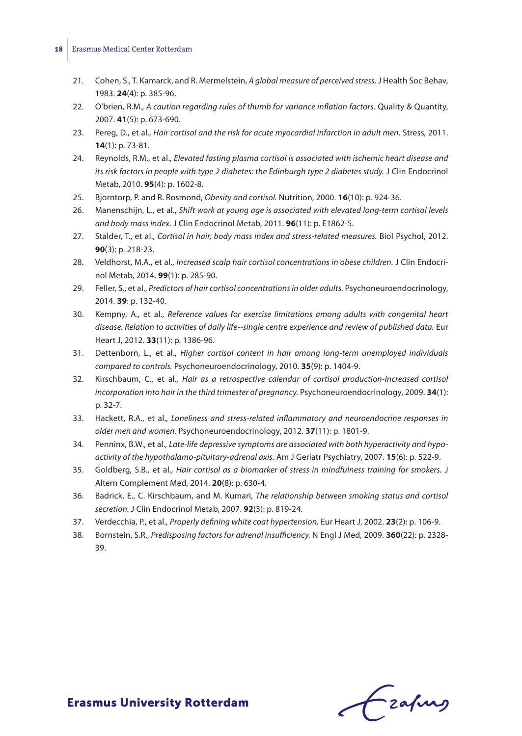21. Cohen, S., T. Kamarck, and R. Mermelstein, *A global measure of perceived stress.* J Health Soc Behav, 1983. **24**(4): p. 385-96.
22. O'brien, R.M., *A caution regarding rules of thumb for variance inflation factors.* Quality & Quantity, 2007. **41**(5): p. 673-690.
23. Pereg, D., et al., *Hair cortisol and the risk for acute myocardial infarction in adult men.* Stress, 2011. **14**(1): p. 73-81.
24. Reynolds, R.M., et al., *Elevated fasting plasma cortisol is associated with ischemic heart disease and its risk factors in people with type 2 diabetes: the Edinburgh type 2 diabetes study.* J Clin Endocrinol Metab, 2010. **95**(4): p. 1602-8.
25. Bjorntorp, P. and R. Rosmond, *Obesity and cortisol.* Nutrition, 2000. **16**(10): p. 924-36.
26. Manenschijn, L., et al., *Shift work at young age is associated with elevated long-term cortisol levels and body mass index.* J Clin Endocrinol Metab, 2011. **96**(11): p. E1862-5.
27. Stalder, T., et al., *Cortisol in hair, body mass index and stress-related measures.* Biol Psychol, 2012. **90**(3): p. 218-23.
28. Veldhorst, M.A., et al., *Increased scalp hair cortisol concentrations in obese children.* J Clin Endocrinol Metab, 2014. **99**(1): p. 285-90.
29. Feller, S., et al., *Predictors of hair cortisol concentrations in older adults.* Psychoneuroendocrinology, 2014. **39**: p. 132-40.
30. Kempny, A., et al., *Reference values for exercise limitations among adults with congenital heart disease. Relation to activities of daily life--single centre experience and review of published data.* Eur Heart J, 2012. **33**(11): p. 1386-96.
31. Dettenborn, L., et al., *Higher cortisol content in hair among long-term unemployed individuals compared to controls.* Psychoneuroendocrinology, 2010. **35**(9): p. 1404-9.
32. Kirschbaum, C., et al., *Hair as a retrospective calendar of cortisol production-Increased cortisol incorporation into hair in the third trimester of pregnancy.* Psychoneuroendocrinology, 2009. **34**(1): p. 32-7.
33. Hackett, R.A., et al., *Loneliness and stress-related inflammatory and neuroendocrine responses in older men and women.* Psychoneuroendocrinology, 2012. **37**(11): p. 1801-9.
34. Penninx, B.W., et al., *Late-life depressive symptoms are associated with both hyperactivity and hypoactivity of the hypothalamo-pituitary-adrenal axis.* Am J Geriatr Psychiatry, 2007. **15**(6): p. 522-9.
35. Goldberg, S.B., et al., *Hair cortisol as a biomarker of stress in mindfulness training for smokers.* J Altern Complement Med, 2014. **20**(8): p. 630-4.
36. Badrick, E., C. Kirschbaum, and M. Kumari, *The relationship between smoking status and cortisol secretion.* J Clin Endocrinol Metab, 2007. **92**(3): p. 819-24.
37. Verdecchia, P., et al., *Properly defining white coat hypertension.* Eur Heart J, 2002. **23**(2): p. 106-9.
38. Bornstein, S.R., *Predisposing factors for adrenal insufficiency.* N Engl J Med, 2009. **360**(22): p. 2328-39.